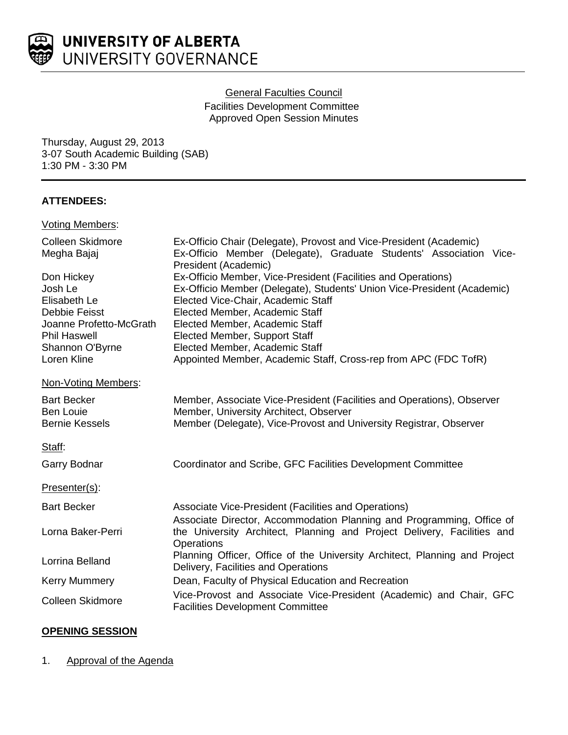# UNIVERSITY OF ALBERTA
## UNIVERSITY GOVERNANCE

General Faculties Council
Facilities Development Committee
Approved Open Session Minutes

Thursday, August 29, 2013
3-07 South Academic Building (SAB)
1:30 PM - 3:30 PM

**ATTENDEES:**

Voting Members:

| | |
|---|---|
| Colleen Skidmore | Ex-Officio Chair (Delegate), Provost and Vice-President (Academic) |
| Megha Bajaj | Ex-Officio Member (Delegate), Graduate Students' Association Vice-President (Academic) |
| Don Hickey | Ex-Officio Member, Vice-President (Facilities and Operations) |
| Josh Le | Ex-Officio Member (Delegate), Students' Union Vice-President (Academic) |
| Elisabeth Le | Elected Vice-Chair, Academic Staff |
| Debbie Feisst | Elected Member, Academic Staff |
| Joanne Profetto-McGrath | Elected Member, Academic Staff |
| Phil Haswell | Elected Member, Support Staff |
| Shannon O'Byrne | Elected Member, Academic Staff |
| Loren Kline | Appointed Member, Academic Staff, Cross-rep from APC (FDC TofR) |

Non-Voting Members:

| | |
|---|---|
| Bart Becker | Member, Associate Vice-President (Facilities and Operations), Observer |
| Ben Louie | Member, University Architect, Observer |
| Bernie Kessels | Member (Delegate), Vice-Provost and University Registrar, Observer |

Staff:

| | |
|---|---|
| Garry Bodnar | Coordinator and Scribe, GFC Facilities Development Committee |

Presenter(s):

| | |
|---|---|
| Bart Becker | Associate Vice-President (Facilities and Operations) |
| Lorna Baker-Perri | Associate Director, Accommodation Planning and Programming, Office of the University Architect, Planning and Project Delivery, Facilities and Operations |
| Lorrina Belland | Planning Officer, Office of the University Architect, Planning and Project Delivery, Facilities and Operations |
| Kerry Mummery | Dean, Faculty of Physical Education and Recreation |
| Colleen Skidmore | Vice-Provost and Associate Vice-President (Academic) and Chair, GFC Facilities Development Committee |

**OPENING SESSION**

1. Approval of the Agenda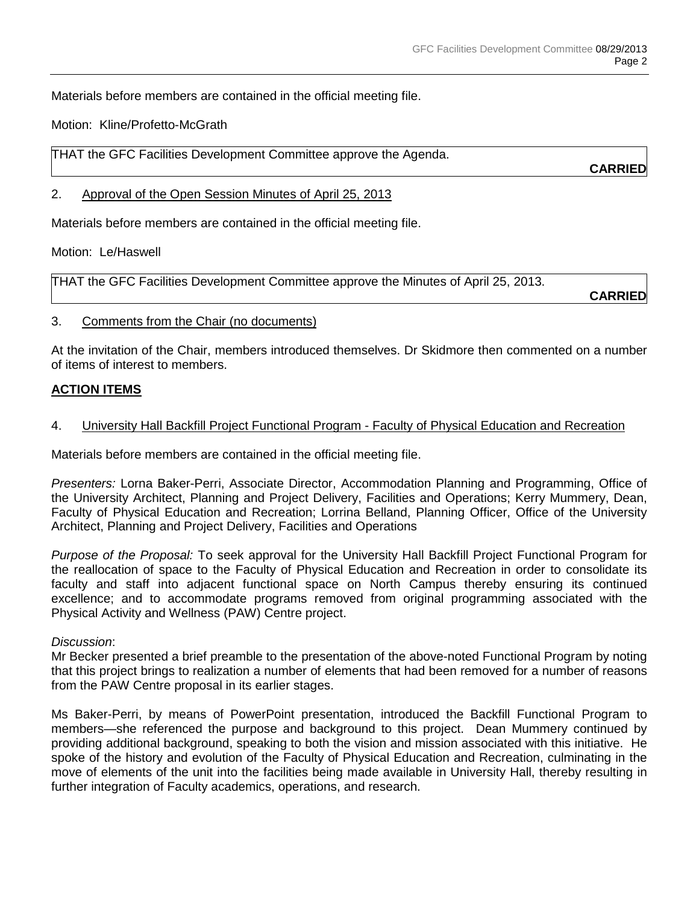Materials before members are contained in the official meeting file.

Motion: Kline/Profetto-McGrath

| THAT the GFC Facilities Development Committee approve the Agenda. **CARRIED** |
|---|

2. Approval of the Open Session Minutes of April 25, 2013

Materials before members are contained in the official meeting file.

Motion: Le/Haswell

| THAT the GFC Facilities Development Committee approve the Minutes of April 25, 2013. **CARRIED** |
|---|

3. Comments from the Chair (no documents)

At the invitation of the Chair, members introduced themselves. Dr Skidmore then commented on a number of items of interest to members.

## ACTION ITEMS

4. University Hall Backfill Project Functional Program - Faculty of Physical Education and Recreation

Materials before members are contained in the official meeting file.

*Presenters:* Lorna Baker-Perri, Associate Director, Accommodation Planning and Programming, Office of the University Architect, Planning and Project Delivery, Facilities and Operations; Kerry Mummery, Dean, Faculty of Physical Education and Recreation; Lorrina Belland, Planning Officer, Office of the University Architect, Planning and Project Delivery, Facilities and Operations

*Purpose of the Proposal:* To seek approval for the University Hall Backfill Project Functional Program for the reallocation of space to the Faculty of Physical Education and Recreation in order to consolidate its faculty and staff into adjacent functional space on North Campus thereby ensuring its continued excellence; and to accommodate programs removed from original programming associated with the Physical Activity and Wellness (PAW) Centre project.

*Discussion*:
Mr Becker presented a brief preamble to the presentation of the above-noted Functional Program by noting that this project brings to realization a number of elements that had been removed for a number of reasons from the PAW Centre proposal in its earlier stages.

Ms Baker-Perri, by means of PowerPoint presentation, introduced the Backfill Functional Program to members—she referenced the purpose and background to this project. Dean Mummery continued by providing additional background, speaking to both the vision and mission associated with this initiative. He spoke of the history and evolution of the Faculty of Physical Education and Recreation, culminating in the move of elements of the unit into the facilities being made available in University Hall, thereby resulting in further integration of Faculty academics, operations, and research.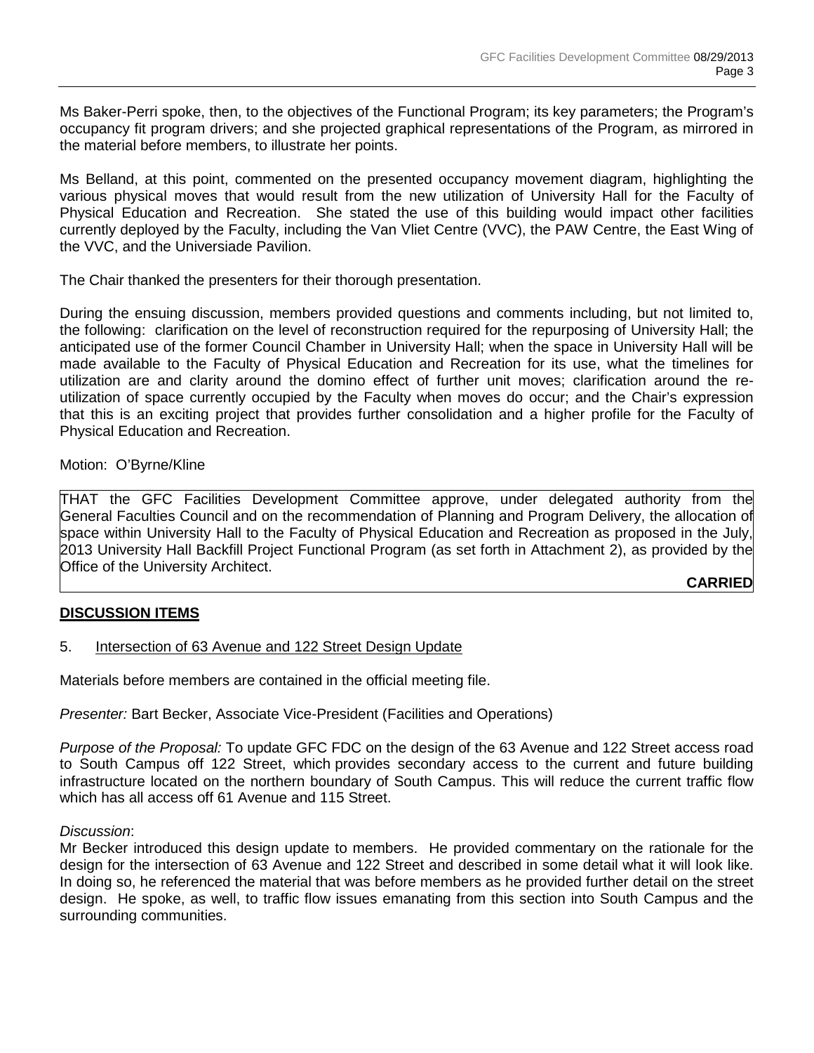Ms Baker-Perri spoke, then, to the objectives of the Functional Program; its key parameters; the Program's occupancy fit program drivers; and she projected graphical representations of the Program, as mirrored in the material before members, to illustrate her points.

Ms Belland, at this point, commented on the presented occupancy movement diagram, highlighting the various physical moves that would result from the new utilization of University Hall for the Faculty of Physical Education and Recreation. She stated the use of this building would impact other facilities currently deployed by the Faculty, including the Van Vliet Centre (VVC), the PAW Centre, the East Wing of the VVC, and the Universiade Pavilion.

The Chair thanked the presenters for their thorough presentation.

During the ensuing discussion, members provided questions and comments including, but not limited to, the following: clarification on the level of reconstruction required for the repurposing of University Hall; the anticipated use of the former Council Chamber in University Hall; when the space in University Hall will be made available to the Faculty of Physical Education and Recreation for its use, what the timelines for utilization are and clarity around the domino effect of further unit moves; clarification around the re-utilization of space currently occupied by the Faculty when moves do occur; and the Chair's expression that this is an exciting project that provides further consolidation and a higher profile for the Faculty of Physical Education and Recreation.

Motion: O'Byrne/Kline

THAT the GFC Facilities Development Committee approve, under delegated authority from the General Faculties Council and on the recommendation of Planning and Program Delivery, the allocation of space within University Hall to the Faculty of Physical Education and Recreation as proposed in the July, 2013 University Hall Backfill Project Functional Program (as set forth in Attachment 2), as provided by the Office of the University Architect.

**CARRIED**

## DISCUSSION ITEMS

5. Intersection of 63 Avenue and 122 Street Design Update

Materials before members are contained in the official meeting file.

*Presenter:* Bart Becker, Associate Vice-President (Facilities and Operations)

*Purpose of the Proposal:* To update GFC FDC on the design of the 63 Avenue and 122 Street access road to South Campus off 122 Street, which provides secondary access to the current and future building infrastructure located on the northern boundary of South Campus. This will reduce the current traffic flow which has all access off 61 Avenue and 115 Street.

*Discussion*:
Mr Becker introduced this design update to members. He provided commentary on the rationale for the design for the intersection of 63 Avenue and 122 Street and described in some detail what it will look like. In doing so, he referenced the material that was before members as he provided further detail on the street design. He spoke, as well, to traffic flow issues emanating from this section into South Campus and the surrounding communities.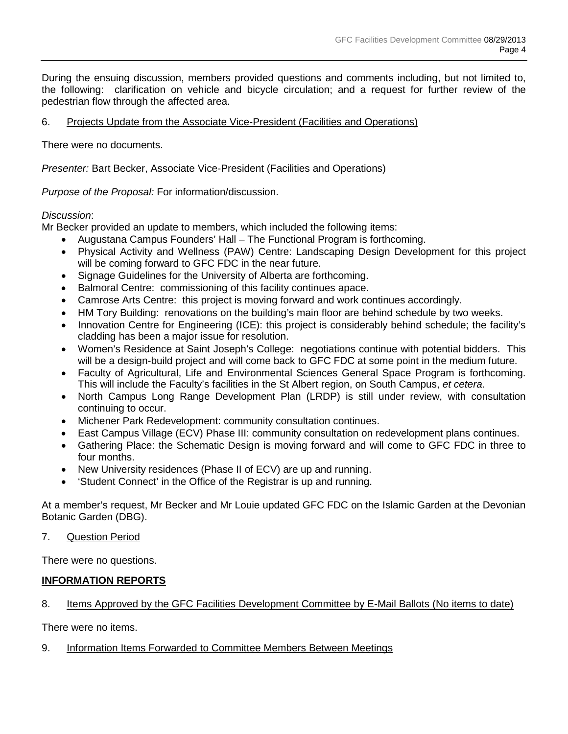During the ensuing discussion, members provided questions and comments including, but not limited to, the following: clarification on vehicle and bicycle circulation; and a request for further review of the pedestrian flow through the affected area.

6. Projects Update from the Associate Vice-President (Facilities and Operations)

There were no documents.

*Presenter:* Bart Becker, Associate Vice-President (Facilities and Operations)

*Purpose of the Proposal:* For information/discussion.

*Discussion*:
Mr Becker provided an update to members, which included the following items:

- Augustana Campus Founders' Hall – The Functional Program is forthcoming.
- Physical Activity and Wellness (PAW) Centre: Landscaping Design Development for this project will be coming forward to GFC FDC in the near future.
- Signage Guidelines for the University of Alberta are forthcoming.
- Balmoral Centre: commissioning of this facility continues apace.
- Camrose Arts Centre: this project is moving forward and work continues accordingly.
- HM Tory Building: renovations on the building's main floor are behind schedule by two weeks.
- Innovation Centre for Engineering (ICE): this project is considerably behind schedule; the facility's cladding has been a major issue for resolution.
- Women's Residence at Saint Joseph's College: negotiations continue with potential bidders. This will be a design-build project and will come back to GFC FDC at some point in the medium future.
- Faculty of Agricultural, Life and Environmental Sciences General Space Program is forthcoming. This will include the Faculty's facilities in the St Albert region, on South Campus, *et cetera*.
- North Campus Long Range Development Plan (LRDP) is still under review, with consultation continuing to occur.
- Michener Park Redevelopment: community consultation continues.
- East Campus Village (ECV) Phase III: community consultation on redevelopment plans continues.
- Gathering Place: the Schematic Design is moving forward and will come to GFC FDC in three to four months.
- New University residences (Phase II of ECV) are up and running.
- 'Student Connect' in the Office of the Registrar is up and running.

At a member's request, Mr Becker and Mr Louie updated GFC FDC on the Islamic Garden at the Devonian Botanic Garden (DBG).

7. Question Period

There were no questions.

**INFORMATION REPORTS**

8. Items Approved by the GFC Facilities Development Committee by E-Mail Ballots (No items to date)

There were no items.

9. Information Items Forwarded to Committee Members Between Meetings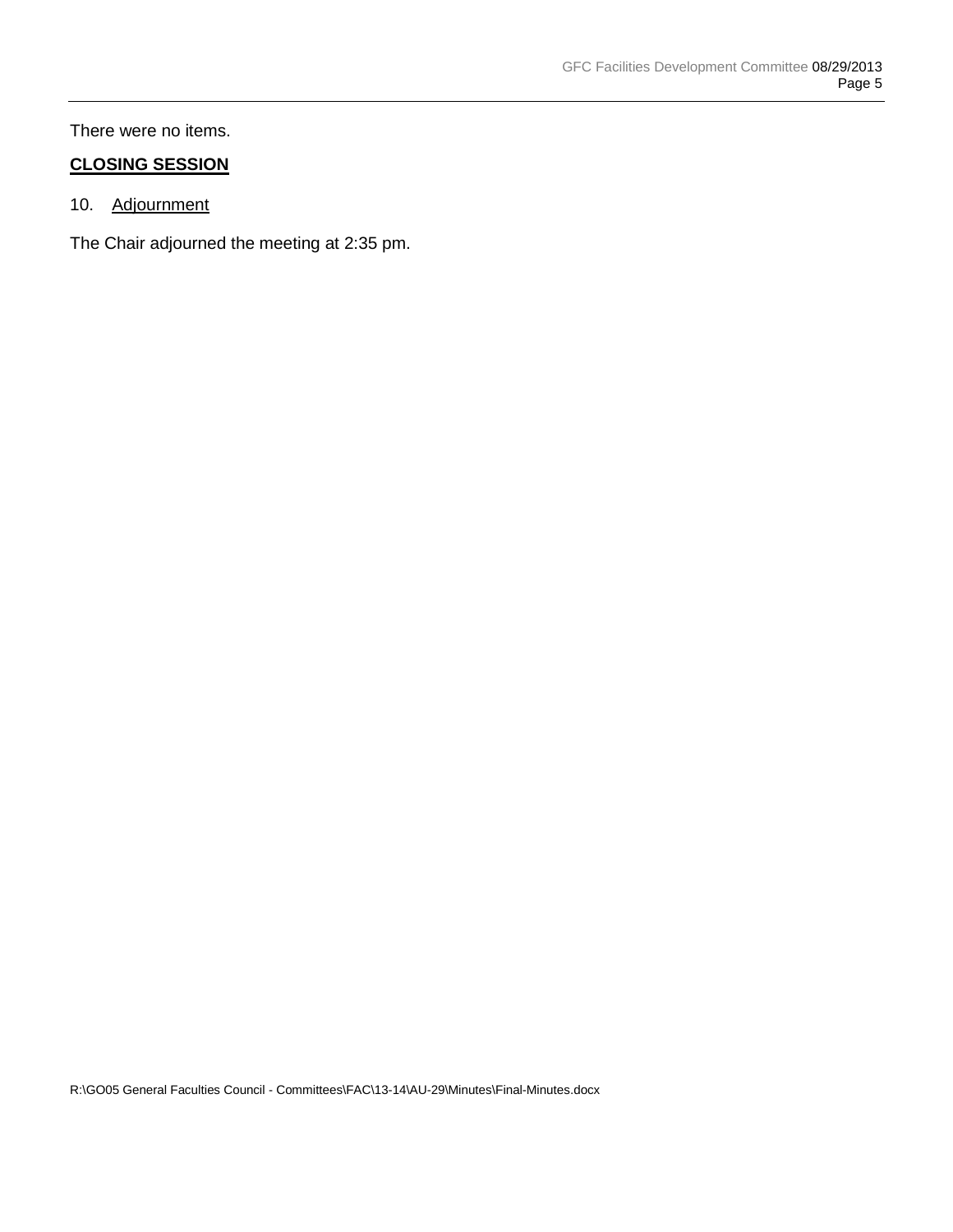There were no items.

**CLOSING SESSION**

10. Adjournment

The Chair adjourned the meeting at 2:35 pm.

R:\GO05 General Faculties Council - Committees\FAC\13-14\AU-29\Minutes\Final-Minutes.docx